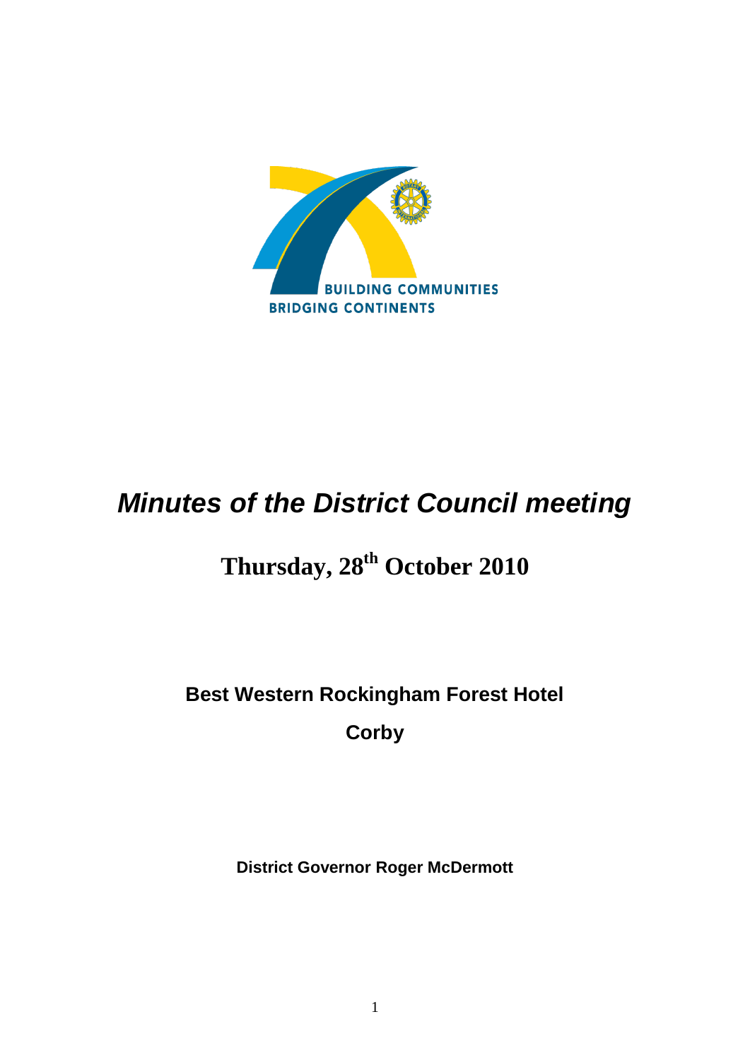BUILDING COMMUNITIES
BRIDGING CONTINENTS

# *Minutes of the District Council meeting*

## Thursday, 28th October 2010

**Best Western Rockingham Forest Hotel**

**Corby**

**District Governor Roger McDermott**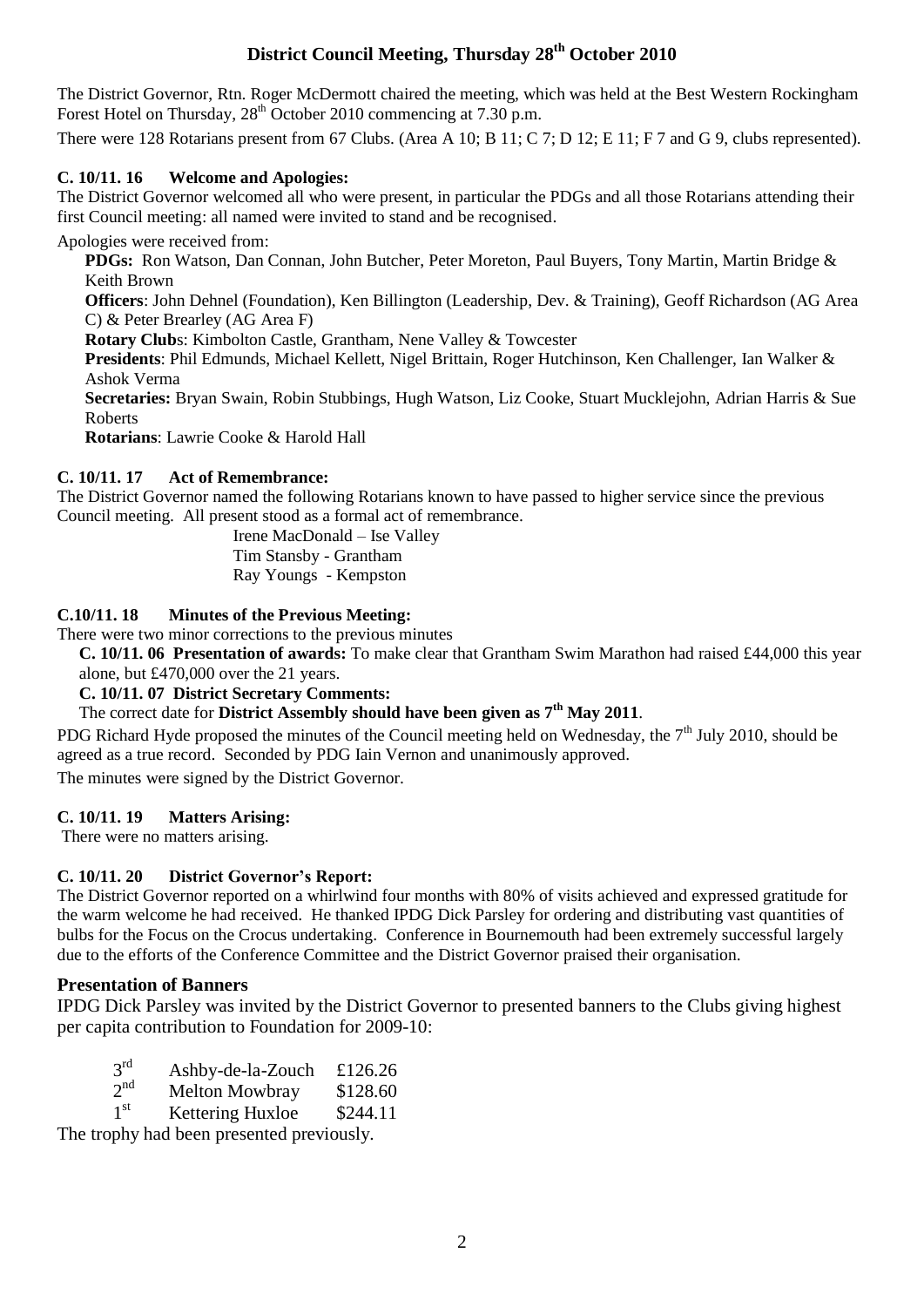# District Council Meeting, Thursday 28th October 2010

The District Governor, Rtn. Roger McDermott chaired the meeting, which was held at the Best Western Rockingham Forest Hotel on Thursday, 28th October 2010 commencing at 7.30 p.m.

There were 128 Rotarians present from 67 Clubs. (Area A 10; B 11; C 7; D 12; E 11; F 7 and G 9, clubs represented).

### C. 10/11. 16 Welcome and Apologies:

The District Governor welcomed all who were present, in particular the PDGs and all those Rotarians attending their first Council meeting: all named were invited to stand and be recognised.

Apologies were received from:

**PDGs:** Ron Watson, Dan Connan, John Butcher, Peter Moreton, Paul Buyers, Tony Martin, Martin Bridge & Keith Brown

**Officers**: John Dehnel (Foundation), Ken Billington (Leadership, Dev. & Training), Geoff Richardson (AG Area C) & Peter Brearley (AG Area F)

**Rotary Club**s: Kimbolton Castle, Grantham, Nene Valley & Towcester

**Presidents**: Phil Edmunds, Michael Kellett, Nigel Brittain, Roger Hutchinson, Ken Challenger, Ian Walker & Ashok Verma

**Secretaries:** Bryan Swain, Robin Stubbings, Hugh Watson, Liz Cooke, Stuart Mucklejohn, Adrian Harris & Sue Roberts

**Rotarians**: Lawrie Cooke & Harold Hall

### C. 10/11. 17 Act of Remembrance:

The District Governor named the following Rotarians known to have passed to higher service since the previous Council meeting. All present stood as a formal act of remembrance.

Irene MacDonald – Ise Valley
Tim Stansby - Grantham
Ray Youngs - Kempston

### C.10/11. 18 Minutes of the Previous Meeting:

There were two minor corrections to the previous minutes

**C. 10/11. 06 Presentation of awards:** To make clear that Grantham Swim Marathon had raised £44,000 this year alone, but £470,000 over the 21 years.

**C. 10/11. 07 District Secretary Comments:**

The correct date for **District Assembly should have been given as 7th May 2011**.

PDG Richard Hyde proposed the minutes of the Council meeting held on Wednesday, the 7th July 2010, should be agreed as a true record. Seconded by PDG Iain Vernon and unanimously approved.

The minutes were signed by the District Governor.

### C. 10/11. 19 Matters Arising:

There were no matters arising.

### C. 10/11. 20 District Governor's Report:

The District Governor reported on a whirlwind four months with 80% of visits achieved and expressed gratitude for the warm welcome he had received. He thanked IPDG Dick Parsley for ordering and distributing vast quantities of bulbs for the Focus on the Crocus undertaking. Conference in Bournemouth had been extremely successful largely due to the efforts of the Conference Committee and the District Governor praised their organisation.

## Presentation of Banners

IPDG Dick Parsley was invited by the District Governor to presented banners to the Clubs giving highest per capita contribution to Foundation for 2009-10:

| | | |
|---|---|---|
| 3rd | Ashby-de-la-Zouch | £126.26 |
| 2nd | Melton Mowbray | \$128.60 |
| 1st | Kettering Huxloe | \$244.11 |

The trophy had been presented previously.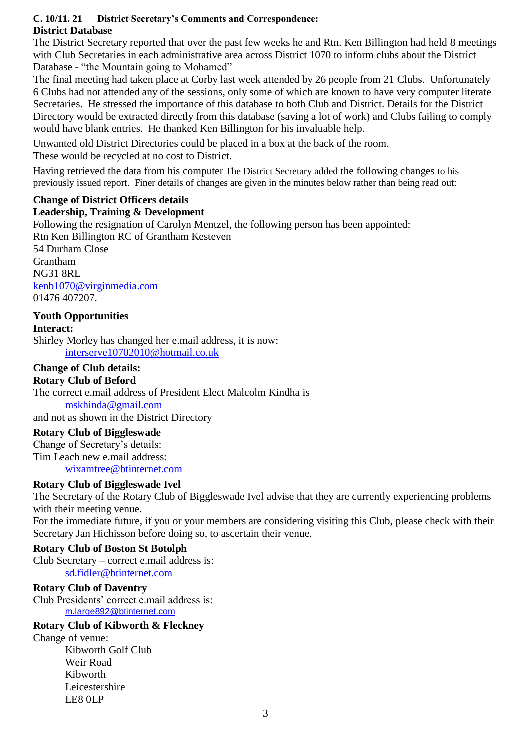**C. 10/11. 21 District Secretary's Comments and Correspondence:**

**District Database**

The District Secretary reported that over the past few weeks he and Rtn. Ken Billington had held 8 meetings with Club Secretaries in each administrative area across District 1070 to inform clubs about the District Database - "the Mountain going to Mohamed"

The final meeting had taken place at Corby last week attended by 26 people from 21 Clubs. Unfortunately 6 Clubs had not attended any of the sessions, only some of which are known to have very computer literate Secretaries. He stressed the importance of this database to both Club and District. Details for the District Directory would be extracted directly from this database (saving a lot of work) and Clubs failing to comply would have blank entries. He thanked Ken Billington for his invaluable help.

Unwanted old District Directories could be placed in a box at the back of the room. These would be recycled at no cost to District.

Having retrieved the data from his computer The District Secretary added the following changes to his previously issued report. Finer details of changes are given in the minutes below rather than being read out:

**Change of District Officers details**

**Leadership, Training & Development**

Following the resignation of Carolyn Mentzel, the following person has been appointed:
Rtn Ken Billington RC of Grantham Kesteven
54 Durham Close
Grantham
NG31 8RL
kenb1070@virginmedia.com
01476 407207.

**Youth Opportunities**

**Interact:**

Shirley Morley has changed her e.mail address, it is now:
interserve10702010@hotmail.co.uk

**Change of Club details:**

**Rotary Club of Beford**

The correct e.mail address of President Elect Malcolm Kindha is
mskhinda@gmail.com
and not as shown in the District Directory

**Rotary Club of Biggleswade**

Change of Secretary's details:
Tim Leach new e.mail address:
wixamtree@btinternet.com

**Rotary Club of Biggleswade Ivel**

The Secretary of the Rotary Club of Biggleswade Ivel advise that they are currently experiencing problems with their meeting venue.
For the immediate future, if you or your members are considering visiting this Club, please check with their Secretary Jan Hichisson before doing so, to ascertain their venue.

**Rotary Club of Boston St Botolph**

Club Secretary – correct e.mail address is:
sd.fidler@btinternet.com

**Rotary Club of Daventry**

Club Presidents' correct e.mail address is:
m.large892@btinternet.com

**Rotary Club of Kibworth & Fleckney**

Change of venue:
Kibworth Golf Club
Weir Road
Kibworth
Leicestershire
LE8 0LP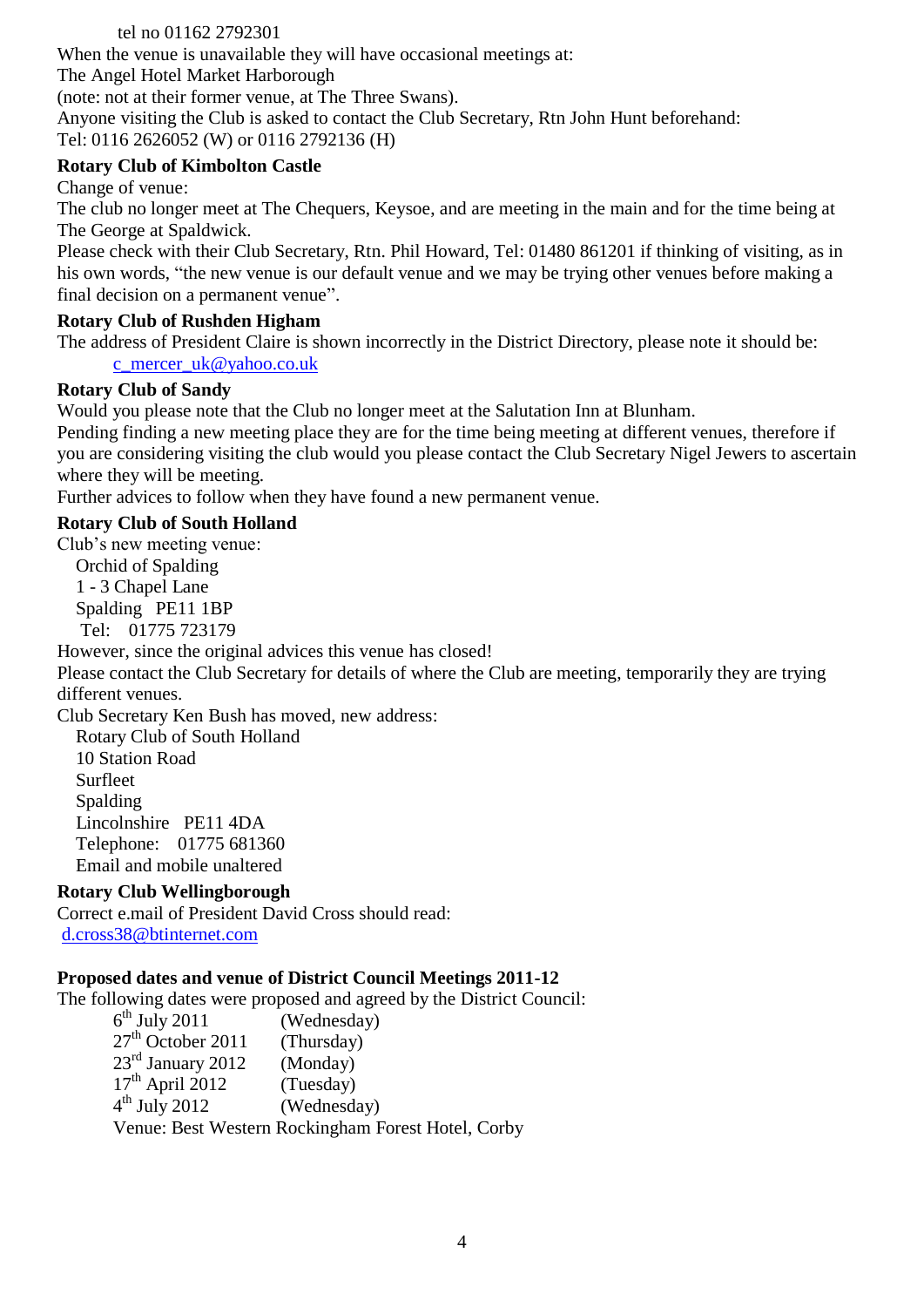tel no 01162 2792301

When the venue is unavailable they will have occasional meetings at:

The Angel Hotel Market Harborough

(note: not at their former venue, at The Three Swans).

Anyone visiting the Club is asked to contact the Club Secretary, Rtn John Hunt beforehand:

Tel: 0116 2626052 (W) or 0116 2792136 (H)

**Rotary Club of Kimbolton Castle**

Change of venue:

The club no longer meet at The Chequers, Keysoe, and are meeting in the main and for the time being at The George at Spaldwick.

Please check with their Club Secretary, Rtn. Phil Howard, Tel: 01480 861201 if thinking of visiting, as in his own words, "the new venue is our default venue and we may be trying other venues before making a final decision on a permanent venue".

**Rotary Club of Rushden Higham**

The address of President Claire is shown incorrectly in the District Directory, please note it should be:

c_mercer_uk@yahoo.co.uk

**Rotary Club of Sandy**

Would you please note that the Club no longer meet at the Salutation Inn at Blunham.

Pending finding a new meeting place they are for the time being meeting at different venues, therefore if you are considering visiting the club would you please contact the Club Secretary Nigel Jewers to ascertain where they will be meeting.

Further advices to follow when they have found a new permanent venue.

**Rotary Club of South Holland**

Club's new meeting venue:

Orchid of Spalding
1 - 3 Chapel Lane
Spalding PE11 1BP
Tel: 01775 723179

However, since the original advices this venue has closed!

Please contact the Club Secretary for details of where the Club are meeting, temporarily they are trying different venues.

Club Secretary Ken Bush has moved, new address:

Rotary Club of South Holland
10 Station Road
Surfleet
Spalding
Lincolnshire PE11 4DA
Telephone: 01775 681360
Email and mobile unaltered

**Rotary Club Wellingborough**

Correct e.mail of President David Cross should read:

d.cross38@btinternet.com

**Proposed dates and venue of District Council Meetings 2011-12**

The following dates were proposed and agreed by the District Council:

6th July 2011 (Wednesday)
27th October 2011 (Thursday)
23rd January 2012 (Monday)
17th April 2012 (Tuesday)
4th July 2012 (Wednesday)

Venue: Best Western Rockingham Forest Hotel, Corby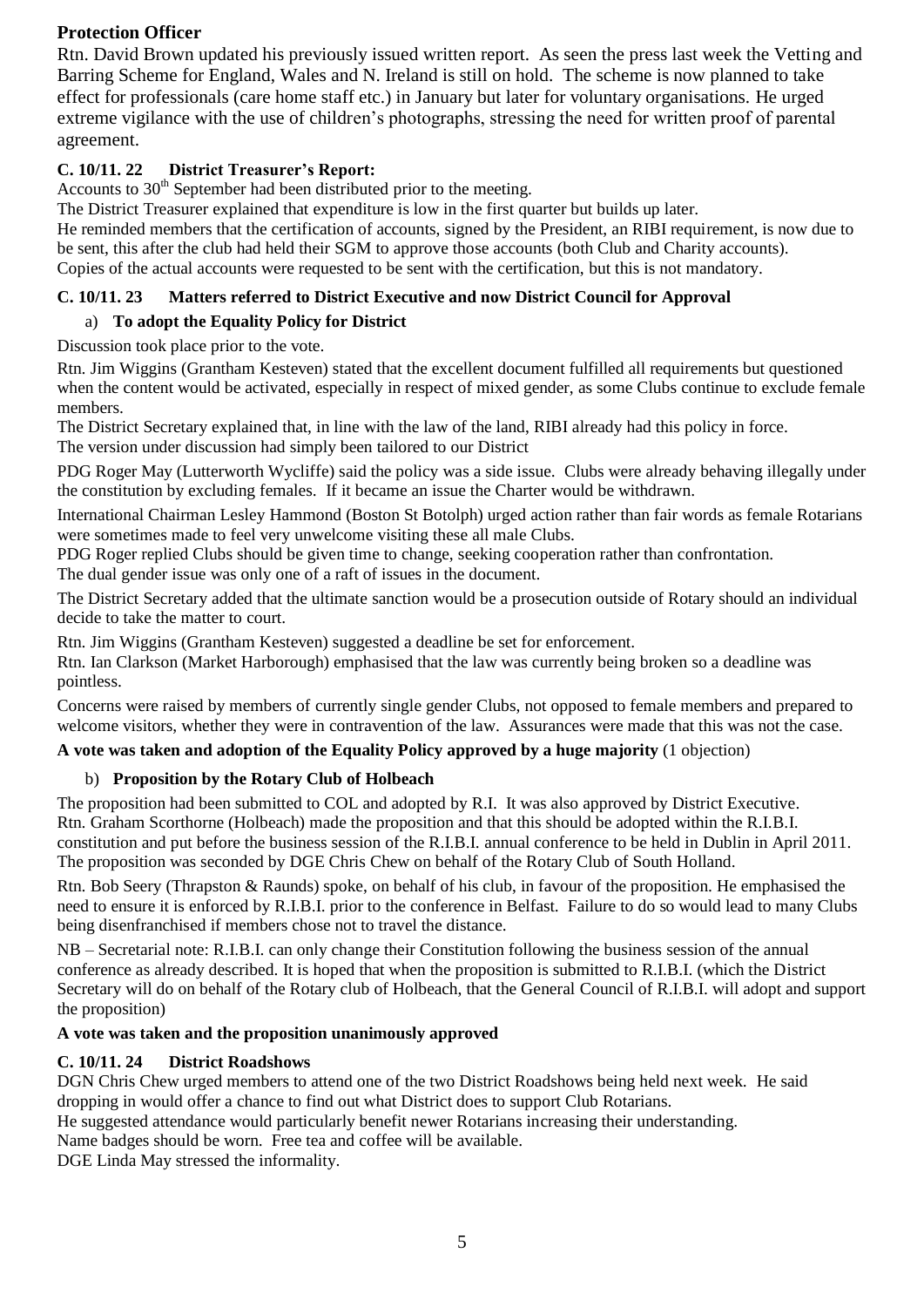### Protection Officer

Rtn. David Brown updated his previously issued written report. As seen the press last week the Vetting and Barring Scheme for England, Wales and N. Ireland is still on hold. The scheme is now planned to take effect for professionals (care home staff etc.) in January but later for voluntary organisations. He urged extreme vigilance with the use of children's photographs, stressing the need for written proof of parental agreement.

### C. 10/11. 22 District Treasurer's Report:

Accounts to 30th September had been distributed prior to the meeting.

The District Treasurer explained that expenditure is low in the first quarter but builds up later.

He reminded members that the certification of accounts, signed by the President, an RIBI requirement, is now due to be sent, this after the club had held their SGM to approve those accounts (both Club and Charity accounts).

Copies of the actual accounts were requested to be sent with the certification, but this is not mandatory.

### C. 10/11. 23 Matters referred to District Executive and now District Council for Approval

a) **To adopt the Equality Policy for District**

Discussion took place prior to the vote.

Rtn. Jim Wiggins (Grantham Kesteven) stated that the excellent document fulfilled all requirements but questioned when the content would be activated, especially in respect of mixed gender, as some Clubs continue to exclude female members.

The District Secretary explained that, in line with the law of the land, RIBI already had this policy in force.

The version under discussion had simply been tailored to our District

PDG Roger May (Lutterworth Wycliffe) said the policy was a side issue. Clubs were already behaving illegally under the constitution by excluding females. If it became an issue the Charter would be withdrawn.

International Chairman Lesley Hammond (Boston St Botolph) urged action rather than fair words as female Rotarians were sometimes made to feel very unwelcome visiting these all male Clubs.

PDG Roger replied Clubs should be given time to change, seeking cooperation rather than confrontation.

The dual gender issue was only one of a raft of issues in the document.

The District Secretary added that the ultimate sanction would be a prosecution outside of Rotary should an individual decide to take the matter to court.

Rtn. Jim Wiggins (Grantham Kesteven) suggested a deadline be set for enforcement.

Rtn. Ian Clarkson (Market Harborough) emphasised that the law was currently being broken so a deadline was pointless.

Concerns were raised by members of currently single gender Clubs, not opposed to female members and prepared to welcome visitors, whether they were in contravention of the law. Assurances were made that this was not the case.

**A vote was taken and adoption of the Equality Policy approved by a huge majority** (1 objection)

b) **Proposition by the Rotary Club of Holbeach**

The proposition had been submitted to COL and adopted by R.I. It was also approved by District Executive.

Rtn. Graham Scorthorne (Holbeach) made the proposition and that this should be adopted within the R.I.B.I. constitution and put before the business session of the R.I.B.I. annual conference to be held in Dublin in April 2011. The proposition was seconded by DGE Chris Chew on behalf of the Rotary Club of South Holland.

Rtn. Bob Seery (Thrapston & Raunds) spoke, on behalf of his club, in favour of the proposition. He emphasised the need to ensure it is enforced by R.I.B.I. prior to the conference in Belfast. Failure to do so would lead to many Clubs being disenfranchised if members chose not to travel the distance.

NB – Secretarial note: R.I.B.I. can only change their Constitution following the business session of the annual conference as already described. It is hoped that when the proposition is submitted to R.I.B.I. (which the District Secretary will do on behalf of the Rotary club of Holbeach, that the General Council of R.I.B.I. will adopt and support the proposition)

**A vote was taken and the proposition unanimously approved**

### C. 10/11. 24 District Roadshows

DGN Chris Chew urged members to attend one of the two District Roadshows being held next week. He said dropping in would offer a chance to find out what District does to support Club Rotarians.

He suggested attendance would particularly benefit newer Rotarians increasing their understanding.

Name badges should be worn. Free tea and coffee will be available.

DGE Linda May stressed the informality.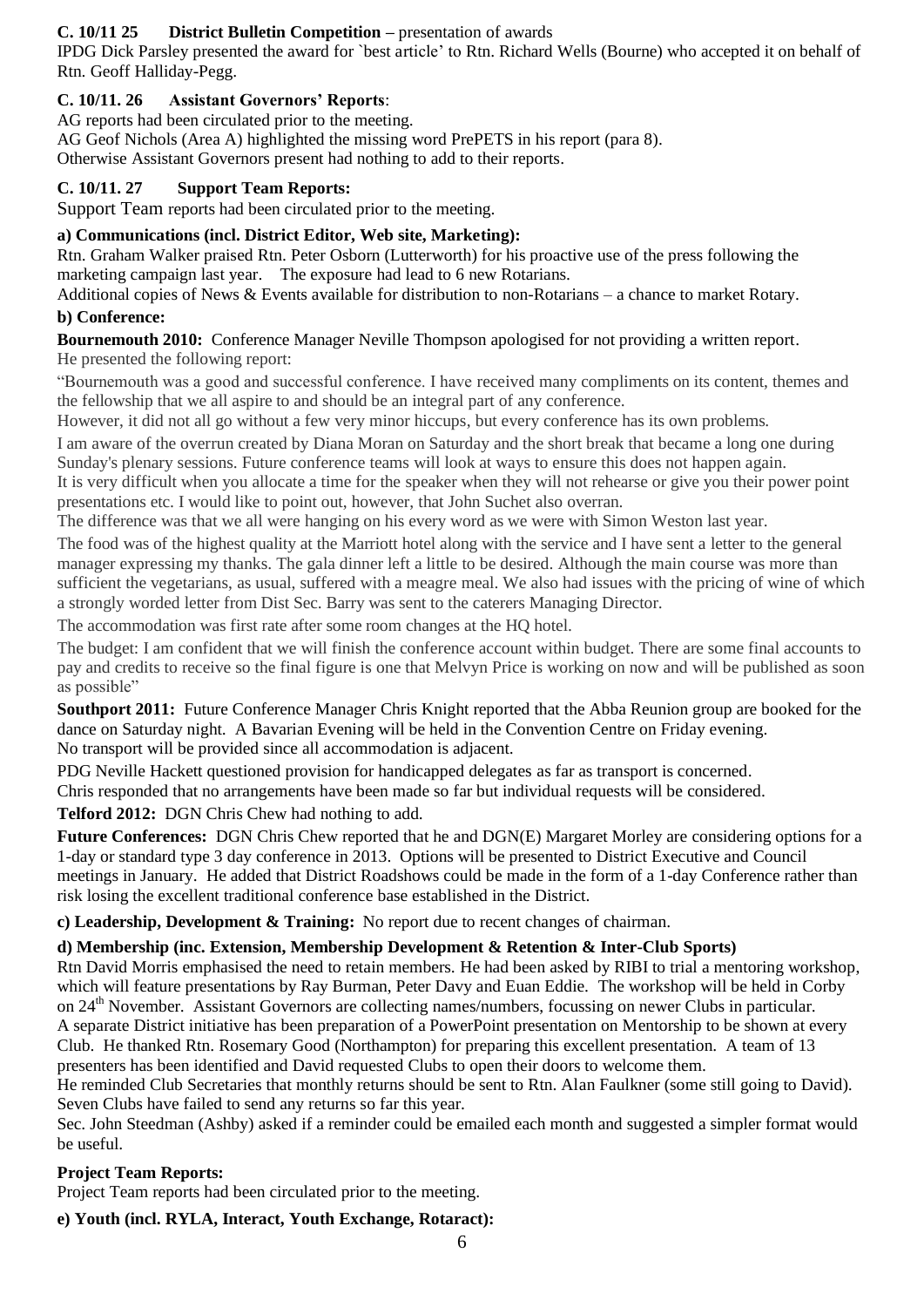**C. 10/11 25 District Bulletin Competition** – presentation of awards

IPDG Dick Parsley presented the award for `best article' to Rtn. Richard Wells (Bourne) who accepted it on behalf of Rtn. Geoff Halliday-Pegg.

**C. 10/11. 26 Assistant Governors' Reports**:

AG reports had been circulated prior to the meeting.
AG Geof Nichols (Area A) highlighted the missing word PrePETS in his report (para 8).
Otherwise Assistant Governors present had nothing to add to their reports.

**C. 10/11. 27 Support Team Reports:**

Support Team reports had been circulated prior to the meeting.

**a) Communications (incl. District Editor, Web site, Marketing):**

Rtn. Graham Walker praised Rtn. Peter Osborn (Lutterworth) for his proactive use of the press following the marketing campaign last year. The exposure had lead to 6 new Rotarians.
Additional copies of News & Events available for distribution to non-Rotarians – a chance to market Rotary.

**b) Conference:**

**Bournemouth 2010:** Conference Manager Neville Thompson apologised for not providing a written report.
He presented the following report:

"Bournemouth was a good and successful conference. I have received many compliments on its content, themes and the fellowship that we all aspire to and should be an integral part of any conference.
However, it did not all go without a few very minor hiccups, but every conference has its own problems.
I am aware of the overrun created by Diana Moran on Saturday and the short break that became a long one during Sunday's plenary sessions. Future conference teams will look at ways to ensure this does not happen again.
It is very difficult when you allocate a time for the speaker when they will not rehearse or give you their power point presentations etc. I would like to point out, however, that John Suchet also overran.
The difference was that we all were hanging on his every word as we were with Simon Weston last year.
The food was of the highest quality at the Marriott hotel along with the service and I have sent a letter to the general manager expressing my thanks. The gala dinner left a little to be desired. Although the main course was more than sufficient the vegetarians, as usual, suffered with a meagre meal. We also had issues with the pricing of wine of which a strongly worded letter from Dist Sec. Barry was sent to the caterers Managing Director.
The accommodation was first rate after some room changes at the HQ hotel.
The budget: I am confident that we will finish the conference account within budget. There are some final accounts to pay and credits to receive so the final figure is one that Melvyn Price is working on now and will be published as soon as possible"

**Southport 2011:** Future Conference Manager Chris Knight reported that the Abba Reunion group are booked for the dance on Saturday night. A Bavarian Evening will be held in the Convention Centre on Friday evening.
No transport will be provided since all accommodation is adjacent.
PDG Neville Hackett questioned provision for handicapped delegates as far as transport is concerned.
Chris responded that no arrangements have been made so far but individual requests will be considered.

**Telford 2012:** DGN Chris Chew had nothing to add.

**Future Conferences:** DGN Chris Chew reported that he and DGN(E) Margaret Morley are considering options for a 1-day or standard type 3 day conference in 2013. Options will be presented to District Executive and Council meetings in January. He added that District Roadshows could be made in the form of a 1-day Conference rather than risk losing the excellent traditional conference base established in the District.

**c) Leadership, Development & Training:** No report due to recent changes of chairman.

**d) Membership (inc. Extension, Membership Development & Retention & Inter-Club Sports)**

Rtn David Morris emphasised the need to retain members. He had been asked by RIBI to trial a mentoring workshop, which will feature presentations by Ray Burman, Peter Davy and Euan Eddie. The workshop will be held in Corby on 24th November. Assistant Governors are collecting names/numbers, focussing on newer Clubs in particular.
A separate District initiative has been preparation of a PowerPoint presentation on Mentorship to be shown at every Club. He thanked Rtn. Rosemary Good (Northampton) for preparing this excellent presentation. A team of 13 presenters has been identified and David requested Clubs to open their doors to welcome them.
He reminded Club Secretaries that monthly returns should be sent to Rtn. Alan Faulkner (some still going to David).
Seven Clubs have failed to send any returns so far this year.
Sec. John Steedman (Ashby) asked if a reminder could be emailed each month and suggested a simpler format would be useful.

**Project Team Reports:**

Project Team reports had been circulated prior to the meeting.

**e) Youth (incl. RYLA, Interact, Youth Exchange, Rotaract):**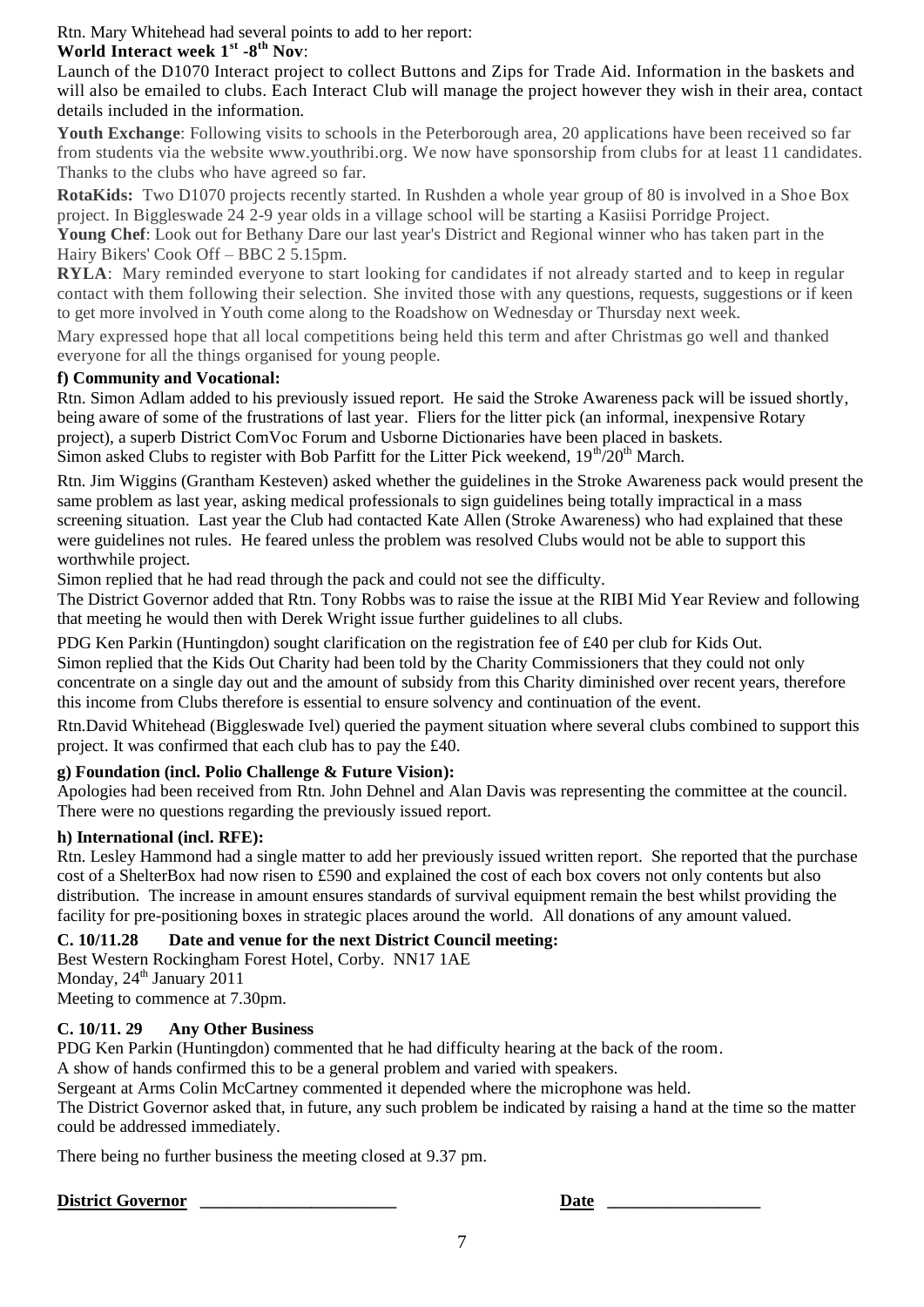Rtn. Mary Whitehead had several points to add to her report:

**World Interact week 1st -8th Nov**:

Launch of the D1070 Interact project to collect Buttons and Zips for Trade Aid. Information in the baskets and will also be emailed to clubs. Each Interact Club will manage the project however they wish in their area, contact details included in the information.

**Youth Exchange**: Following visits to schools in the Peterborough area, 20 applications have been received so far from students via the website www.youthribi.org. We now have sponsorship from clubs for at least 11 candidates. Thanks to the clubs who have agreed so far.

**RotaKids:** Two D1070 projects recently started. In Rushden a whole year group of 80 is involved in a Shoe Box project. In Biggleswade 24 2-9 year olds in a village school will be starting a Kasiisi Porridge Project.

**Young Chef**: Look out for Bethany Dare our last year's District and Regional winner who has taken part in the Hairy Bikers' Cook Off – BBC 2 5.15pm.

**RYLA**: Mary reminded everyone to start looking for candidates if not already started and to keep in regular contact with them following their selection. She invited those with any questions, requests, suggestions or if keen to get more involved in Youth come along to the Roadshow on Wednesday or Thursday next week.

Mary expressed hope that all local competitions being held this term and after Christmas go well and thanked everyone for all the things organised for young people.

**f) Community and Vocational:**

Rtn. Simon Adlam added to his previously issued report. He said the Stroke Awareness pack will be issued shortly, being aware of some of the frustrations of last year. Fliers for the litter pick (an informal, inexpensive Rotary project), a superb District ComVoc Forum and Usborne Dictionaries have been placed in baskets. Simon asked Clubs to register with Bob Parfitt for the Litter Pick weekend, 19th/20th March.

Rtn. Jim Wiggins (Grantham Kesteven) asked whether the guidelines in the Stroke Awareness pack would present the same problem as last year, asking medical professionals to sign guidelines being totally impractical in a mass screening situation. Last year the Club had contacted Kate Allen (Stroke Awareness) who had explained that these were guidelines not rules. He feared unless the problem was resolved Clubs would not be able to support this worthwhile project.

Simon replied that he had read through the pack and could not see the difficulty.

The District Governor added that Rtn. Tony Robbs was to raise the issue at the RIBI Mid Year Review and following that meeting he would then with Derek Wright issue further guidelines to all clubs.

PDG Ken Parkin (Huntingdon) sought clarification on the registration fee of £40 per club for Kids Out.

Simon replied that the Kids Out Charity had been told by the Charity Commissioners that they could not only concentrate on a single day out and the amount of subsidy from this Charity diminished over recent years, therefore this income from Clubs therefore is essential to ensure solvency and continuation of the event.

Rtn.David Whitehead (Biggleswade Ivel) queried the payment situation where several clubs combined to support this project. It was confirmed that each club has to pay the £40.

**g) Foundation (incl. Polio Challenge & Future Vision):**

Apologies had been received from Rtn. John Dehnel and Alan Davis was representing the committee at the council. There were no questions regarding the previously issued report.

**h) International (incl. RFE):**

Rtn. Lesley Hammond had a single matter to add her previously issued written report. She reported that the purchase cost of a ShelterBox had now risen to £590 and explained the cost of each box covers not only contents but also distribution. The increase in amount ensures standards of survival equipment remain the best whilst providing the facility for pre-positioning boxes in strategic places around the world. All donations of any amount valued.

**C. 10/11.28 Date and venue for the next District Council meeting:**

Best Western Rockingham Forest Hotel, Corby. NN17 1AE
Monday, 24th January 2011
Meeting to commence at 7.30pm.

**C. 10/11. 29 Any Other Business**

PDG Ken Parkin (Huntingdon) commented that he had difficulty hearing at the back of the room.

A show of hands confirmed this to be a general problem and varied with speakers.

Sergeant at Arms Colin McCartney commented it depended where the microphone was held.

The District Governor asked that, in future, any such problem be indicated by raising a hand at the time so the matter could be addressed immediately.

There being no further business the meeting closed at 9.37 pm.

**District Governor** \_\_\_\_\_\_\_\_\_\_\_\_\_\_\_\_\_\_\_\_\_\_ **Date** \_\_\_\_\_\_\_\_\_\_\_\_\_\_\_\_\_